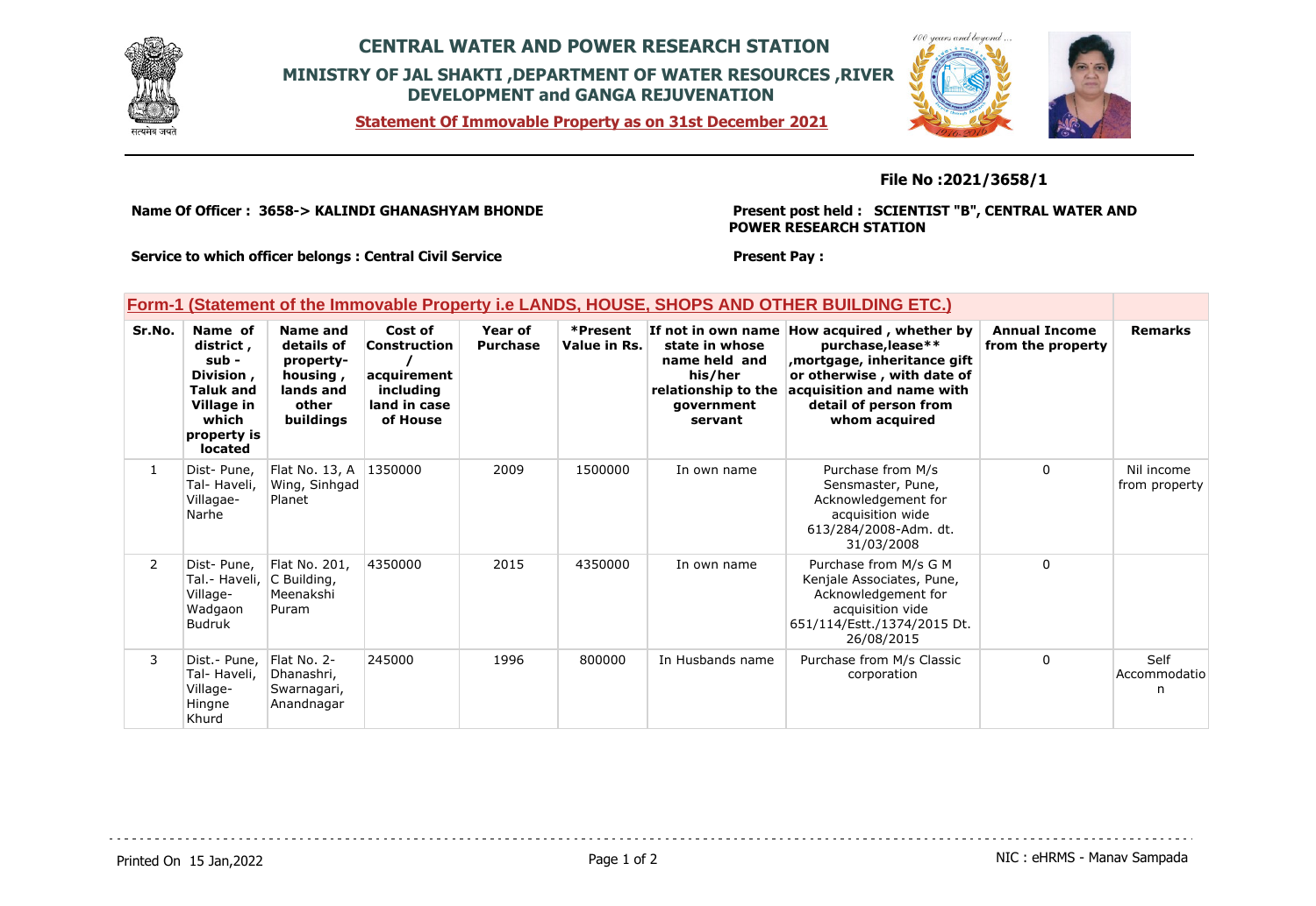# CENTRAL WATER AND POWER RESEARCH STATION

## MINISTRY OF JAL SHAKTI ,DEPARTMENT OF WATER RESOURCES ,RIVER DEVELOPMENT and GANGA REJUVENATION

**Statement Of Immovable Property as on 31st December 2021**

**File No :2021/3658/1**

**Name Of Officer : 3658-> KALINDI GHANASHYAM BHONDE**

**Present post held : SCIENTIST "B", CENTRAL WATER AND POWER RESEARCH STATION**

**Service to which officer belongs : Central Civil Service**

**Present Pay :**

### Form-1 (Statement of the Immovable Property i.e LANDS, HOUSE, SHOPS AND OTHER BUILDING ETC.)

| Sr.No. | Name of district , sub - Division , Taluk and Village in which property is located | Name and details of property- housing , lands and other buildings | Cost of Construction / acquirement including land in case of House | Year of Purchase | *Present Value in Rs. | If not in own name state in whose name held and his/her relationship to the government servant | How acquired , whether by purchase,lease** ,mortgage, inheritance gift or otherwise , with date of acquisition and name with detail of person from whom acquired | Annual Income from the property | Remarks |
|---|---|---|---|---|---|---|---|---|---|
| 1 | Dist- Pune, Tal- Haveli, Villagae- Narhe | Flat No. 13, A Wing, Sinhgad Planet | 1350000 | 2009 | 1500000 | In own name | Purchase from M/s Sensmaster, Pune, Acknowledgement for acquisition wide 613/284/2008-Adm. dt. 31/03/2008 | 0 | Nil income from property |
| 2 | Dist- Pune, Tal.- Haveli, Village- Wadgaon Budruk | Flat No. 201, C Building, Meenakshi Puram | 4350000 | 2015 | 4350000 | In own name | Purchase from M/s G M Kenjale Associates, Pune, Acknowledgement for acquisition vide 651/114/Estt./1374/2015 Dt. 26/08/2015 | 0 | |
| 3 | Dist.- Pune, Tal- Haveli, Village- Hingne Khurd | Flat No. 2- Dhanashri, Swarnagari, Anandnagar | 245000 | 1996 | 800000 | In Husbands name | Purchase from M/s Classic corporation | 0 | Self Accommodation |

Printed On 15 Jan,2022

NIC : eHRMS - Manav Sampada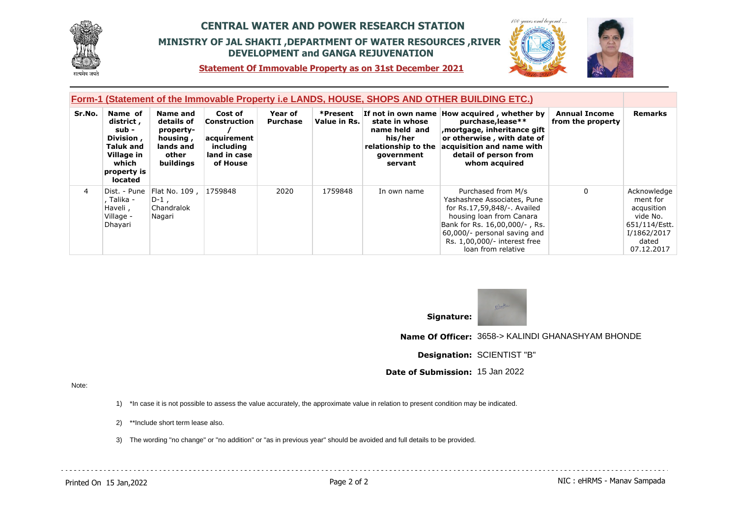# CENTRAL WATER AND POWER RESEARCH STATION

## MINISTRY OF JAL SHAKTI ,DEPARTMENT OF WATER RESOURCES ,RIVER DEVELOPMENT and GANGA REJUVENATION

**Statement Of Immovable Property as on 31st December 2021**

### Form-1 (Statement of the Immovable Property i.e LANDS, HOUSE, SHOPS AND OTHER BUILDING ETC.)

| Sr.No. | Name of district , sub - Division , Taluk and Village in which property is located | Name and details of property- housing , lands and other buildings | Cost of Construction / acquirement including land in case of House | Year of Purchase | *Present Value in Rs. | If not in own name state in whose name held and his/her relationship to the government servant | How acquired , whether by purchase,lease** ,mortgage, inheritance gift or otherwise , with date of acquisition and name with detail of person from whom acquired | Annual Income from the property | Remarks |
|---|---|---|---|---|---|---|---|---|---|
| 4 | Dist. - Pune , Talika - Haveli , Village - Dhayari | Flat No. 109 , D-1 , Chandralok Nagari | 1759848 | 2020 | 1759848 | In own name | Purchased from M/s Yashashree Associates, Pune for Rs.17,59,848/-. Availed housing loan from Canara Bank for Rs. 16,00,000/- , Rs. 60,000/- personal saving and Rs. 1,00,000/- interest free loan from relative | 0 | Acknowledgement for acqusition vide No. 651/114/Estt. I/1862/2017 dated 07.12.2017 |

**Signature:**

**Name Of Officer:** 3658-> KALINDI GHANASHYAM BHONDE

**Designation:** SCIENTIST "B"

**Date of Submission:** 15 Jan 2022

Note:

1) *In case it is not possible to assess the value accurately, the approximate value in relation to present condition may be indicated.
2) **Include short term lease also.
3) The wording "no change" or "no addition" or "as in previous year" should be avoided and full details to be provided.

Printed On 15 Jan,2022

NIC : eHRMS - Manav Sampada